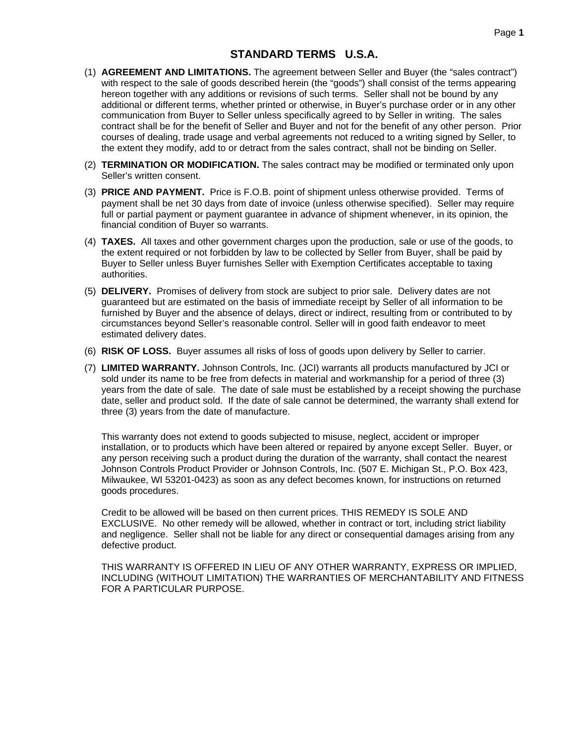# STANDARD TERMS U.S.A.

(1) **AGREEMENT AND LIMITATIONS.** The agreement between Seller and Buyer (the "sales contract") with respect to the sale of goods described herein (the "goods") shall consist of the terms appearing hereon together with any additions or revisions of such terms. Seller shall not be bound by any additional or different terms, whether printed or otherwise, in Buyer's purchase order or in any other communication from Buyer to Seller unless specifically agreed to by Seller in writing. The sales contract shall be for the benefit of Seller and Buyer and not for the benefit of any other person. Prior courses of dealing, trade usage and verbal agreements not reduced to a writing signed by Seller, to the extent they modify, add to or detract from the sales contract, shall not be binding on Seller.

(2) **TERMINATION OR MODIFICATION.** The sales contract may be modified or terminated only upon Seller's written consent.

(3) **PRICE AND PAYMENT.** Price is F.O.B. point of shipment unless otherwise provided. Terms of payment shall be net 30 days from date of invoice (unless otherwise specified). Seller may require full or partial payment or payment guarantee in advance of shipment whenever, in its opinion, the financial condition of Buyer so warrants.

(4) **TAXES.** All taxes and other government charges upon the production, sale or use of the goods, to the extent required or not forbidden by law to be collected by Seller from Buyer, shall be paid by Buyer to Seller unless Buyer furnishes Seller with Exemption Certificates acceptable to taxing authorities.

(5) **DELIVERY.** Promises of delivery from stock are subject to prior sale. Delivery dates are not guaranteed but are estimated on the basis of immediate receipt by Seller of all information to be furnished by Buyer and the absence of delays, direct or indirect, resulting from or contributed to by circumstances beyond Seller's reasonable control. Seller will in good faith endeavor to meet estimated delivery dates.

(6) **RISK OF LOSS.** Buyer assumes all risks of loss of goods upon delivery by Seller to carrier.

(7) **LIMITED WARRANTY.** Johnson Controls, Inc. (JCI) warrants all products manufactured by JCI or sold under its name to be free from defects in material and workmanship for a period of three (3) years from the date of sale. The date of sale must be established by a receipt showing the purchase date, seller and product sold. If the date of sale cannot be determined, the warranty shall extend for three (3) years from the date of manufacture.

This warranty does not extend to goods subjected to misuse, neglect, accident or improper installation, or to products which have been altered or repaired by anyone except Seller. Buyer, or any person receiving such a product during the duration of the warranty, shall contact the nearest Johnson Controls Product Provider or Johnson Controls, Inc. (507 E. Michigan St., P.O. Box 423, Milwaukee, WI 53201-0423) as soon as any defect becomes known, for instructions on returned goods procedures.

Credit to be allowed will be based on then current prices. THIS REMEDY IS SOLE AND EXCLUSIVE. No other remedy will be allowed, whether in contract or tort, including strict liability and negligence. Seller shall not be liable for any direct or consequential damages arising from any defective product.

THIS WARRANTY IS OFFERED IN LIEU OF ANY OTHER WARRANTY, EXPRESS OR IMPLIED, INCLUDING (WITHOUT LIMITATION) THE WARRANTIES OF MERCHANTABILITY AND FITNESS FOR A PARTICULAR PURPOSE.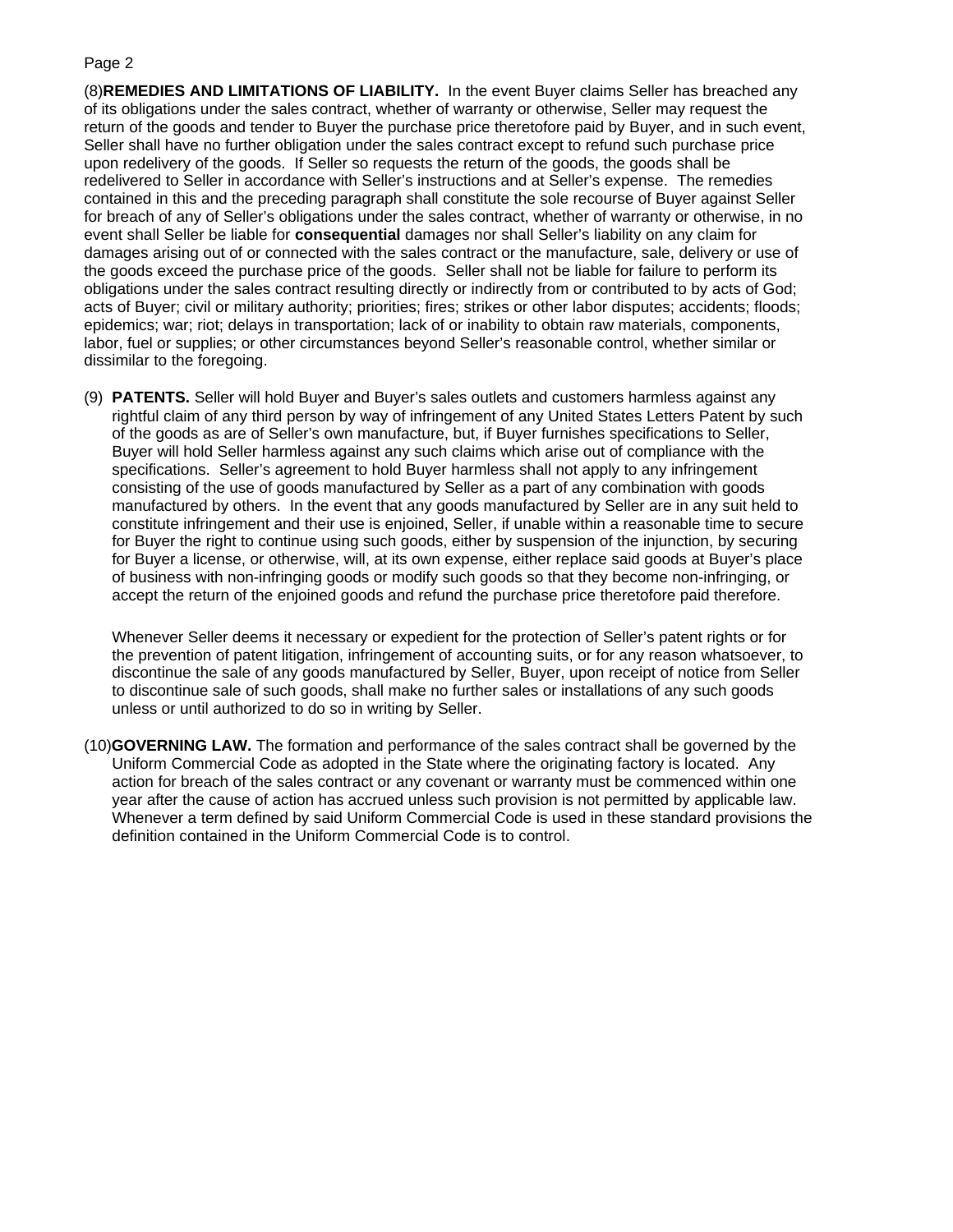(8)**REMEDIES AND LIMITATIONS OF LIABILITY.** In the event Buyer claims Seller has breached any of its obligations under the sales contract, whether of warranty or otherwise, Seller may request the return of the goods and tender to Buyer the purchase price theretofore paid by Buyer, and in such event, Seller shall have no further obligation under the sales contract except to refund such purchase price upon redelivery of the goods. If Seller so requests the return of the goods, the goods shall be redelivered to Seller in accordance with Seller's instructions and at Seller's expense. The remedies contained in this and the preceding paragraph shall constitute the sole recourse of Buyer against Seller for breach of any of Seller's obligations under the sales contract, whether of warranty or otherwise, in no event shall Seller be liable for **consequential** damages nor shall Seller's liability on any claim for damages arising out of or connected with the sales contract or the manufacture, sale, delivery or use of the goods exceed the purchase price of the goods. Seller shall not be liable for failure to perform its obligations under the sales contract resulting directly or indirectly from or contributed to by acts of God; acts of Buyer; civil or military authority; priorities; fires; strikes or other labor disputes; accidents; floods; epidemics; war; riot; delays in transportation; lack of or inability to obtain raw materials, components, labor, fuel or supplies; or other circumstances beyond Seller's reasonable control, whether similar or dissimilar to the foregoing.

(9) **PATENTS.** Seller will hold Buyer and Buyer's sales outlets and customers harmless against any rightful claim of any third person by way of infringement of any United States Letters Patent by such of the goods as are of Seller's own manufacture, but, if Buyer furnishes specifications to Seller, Buyer will hold Seller harmless against any such claims which arise out of compliance with the specifications. Seller's agreement to hold Buyer harmless shall not apply to any infringement consisting of the use of goods manufactured by Seller as a part of any combination with goods manufactured by others. In the event that any goods manufactured by Seller are in any suit held to constitute infringement and their use is enjoined, Seller, if unable within a reasonable time to secure for Buyer the right to continue using such goods, either by suspension of the injunction, by securing for Buyer a license, or otherwise, will, at its own expense, either replace said goods at Buyer's place of business with non-infringing goods or modify such goods so that they become non-infringing, or accept the return of the enjoined goods and refund the purchase price theretofore paid therefore.

Whenever Seller deems it necessary or expedient for the protection of Seller's patent rights or for the prevention of patent litigation, infringement of accounting suits, or for any reason whatsoever, to discontinue the sale of any goods manufactured by Seller, Buyer, upon receipt of notice from Seller to discontinue sale of such goods, shall make no further sales or installations of any such goods unless or until authorized to do so in writing by Seller.

(10)**GOVERNING LAW.** The formation and performance of the sales contract shall be governed by the Uniform Commercial Code as adopted in the State where the originating factory is located. Any action for breach of the sales contract or any covenant or warranty must be commenced within one year after the cause of action has accrued unless such provision is not permitted by applicable law. Whenever a term defined by said Uniform Commercial Code is used in these standard provisions the definition contained in the Uniform Commercial Code is to control.